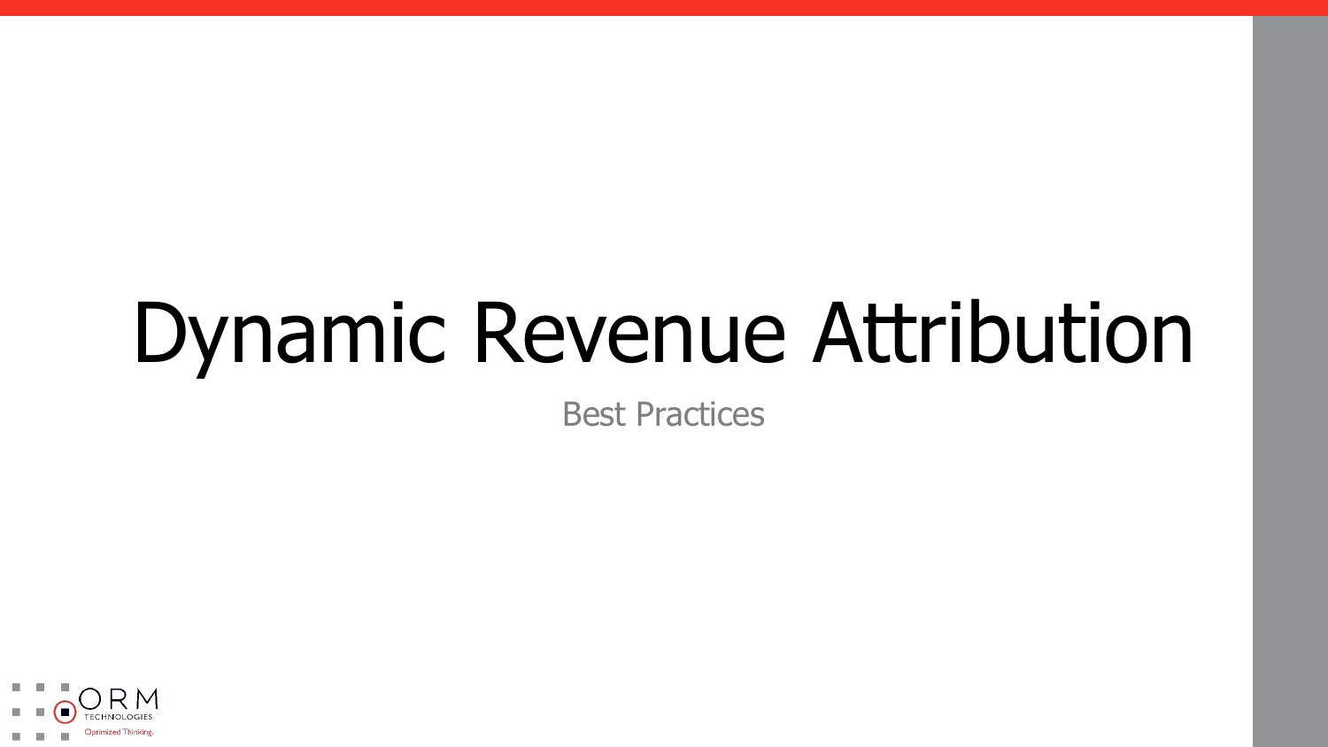# Dynamic Revenue Attribution

Best Practices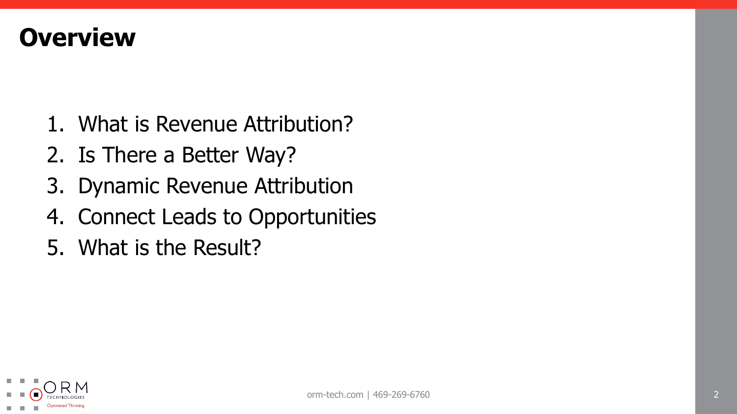# Overview

1. What is Revenue Attribution?
2. Is There a Better Way?
3. Dynamic Revenue Attribution
4. Connect Leads to Opportunities
5. What is the Result?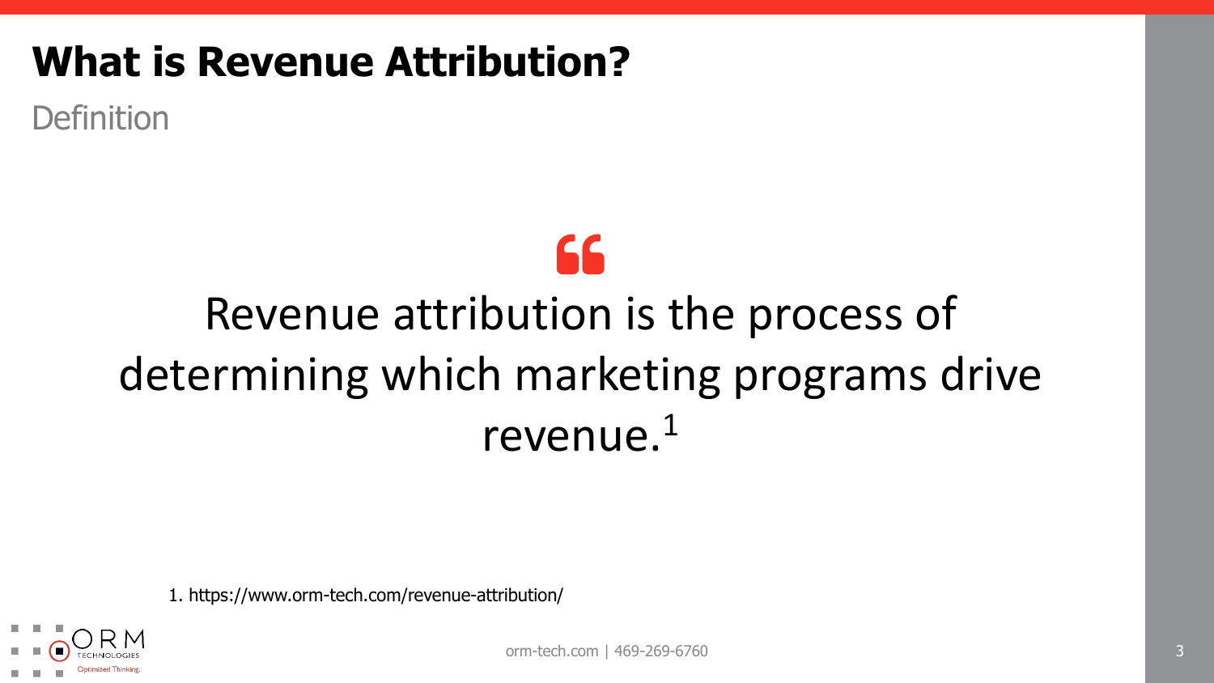# What is Revenue Attribution?

## Definition

> Revenue attribution is the process of determining which marketing programs drive revenue.[1]

1. https://www.orm-tech.com/revenue-attribution/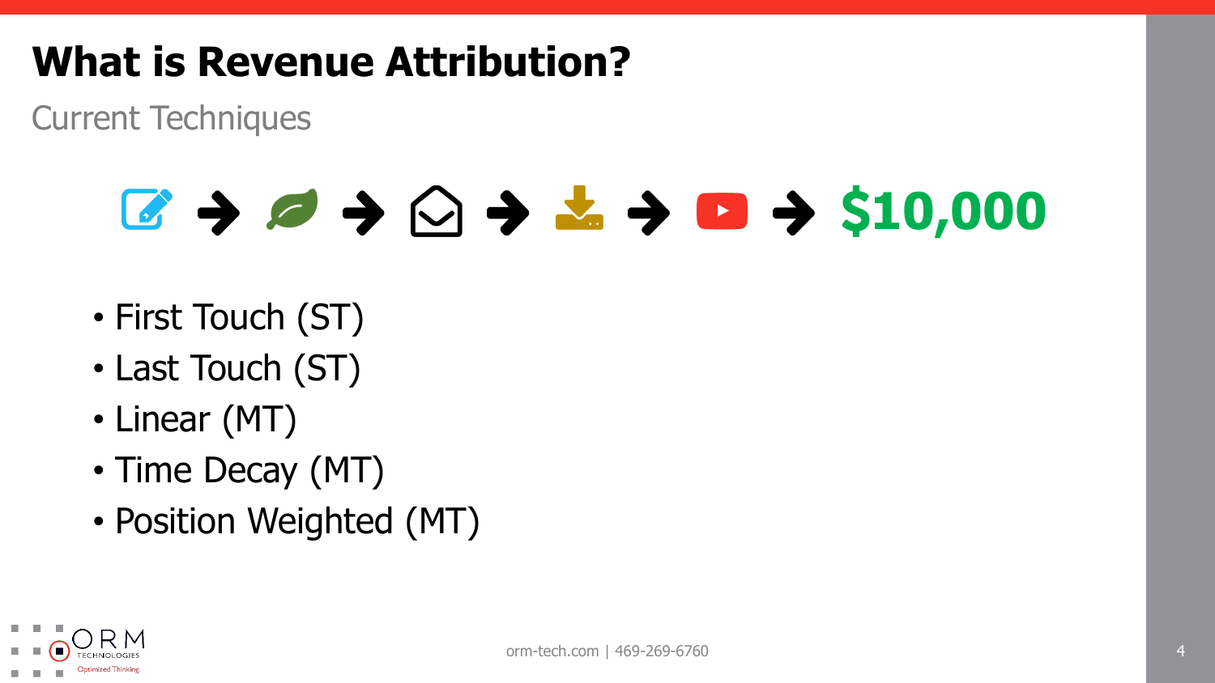# What is Revenue Attribution?

## Current Techniques

→ → → → → $10,000

- First Touch (ST)
- Last Touch (ST)
- Linear (MT)
- Time Decay (MT)
- Position Weighted (MT)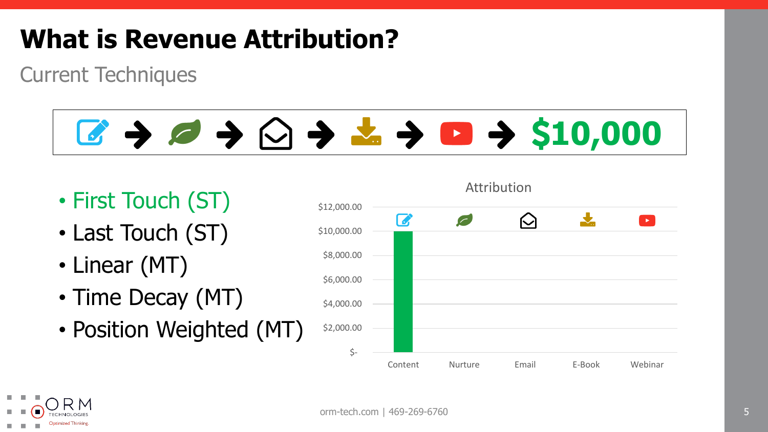# What is Revenue Attribution?

## Current Techniques

→ → → → → **$10,000**

- First Touch (ST)
- Last Touch (ST)
- Linear (MT)
- Time Decay (MT)
- Position Weighted (MT)

**Attribution**

| | Content | Nurture | Email | E-Book | Webinar |
|---|---|---|---|---|---|
| Attribution | $10,000.00 | $- | $- | $- | $- |

orm-tech.com | 469-269-6760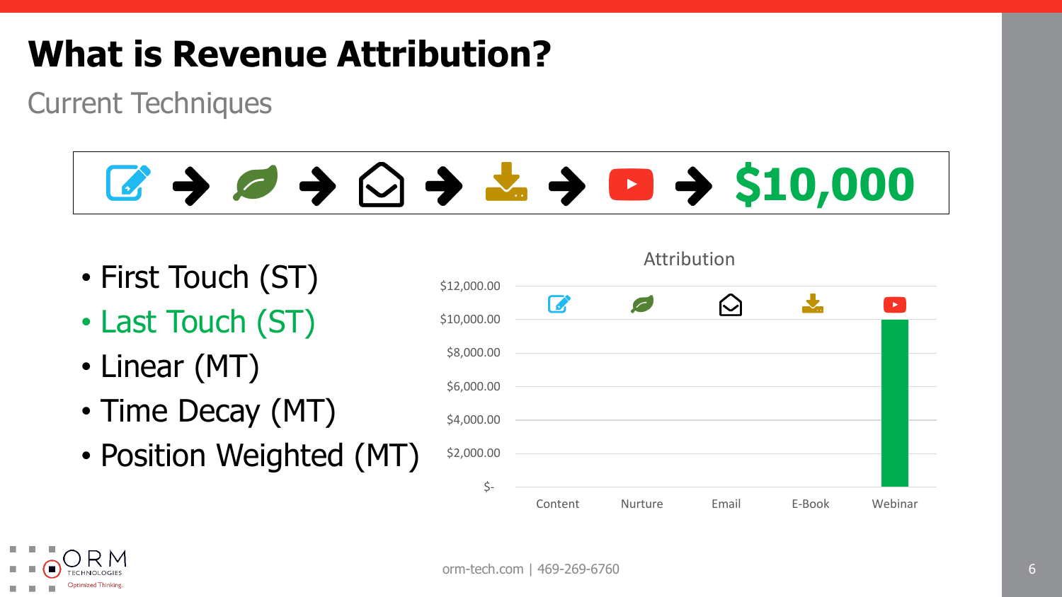# What is Revenue Attribution?

## Current Techniques

→ → → → → $10,000

- First Touch (ST)
- Last Touch (ST)
- Linear (MT)
- Time Decay (MT)
- Position Weighted (MT)

**Attribution**

| Touchpoint | Attribution |
|---|---|
| Content | $- |
| Nurture | $- |
| Email | $- |
| E-Book | $- |
| Webinar | $10,000.00 |

orm-tech.com | 469-269-6760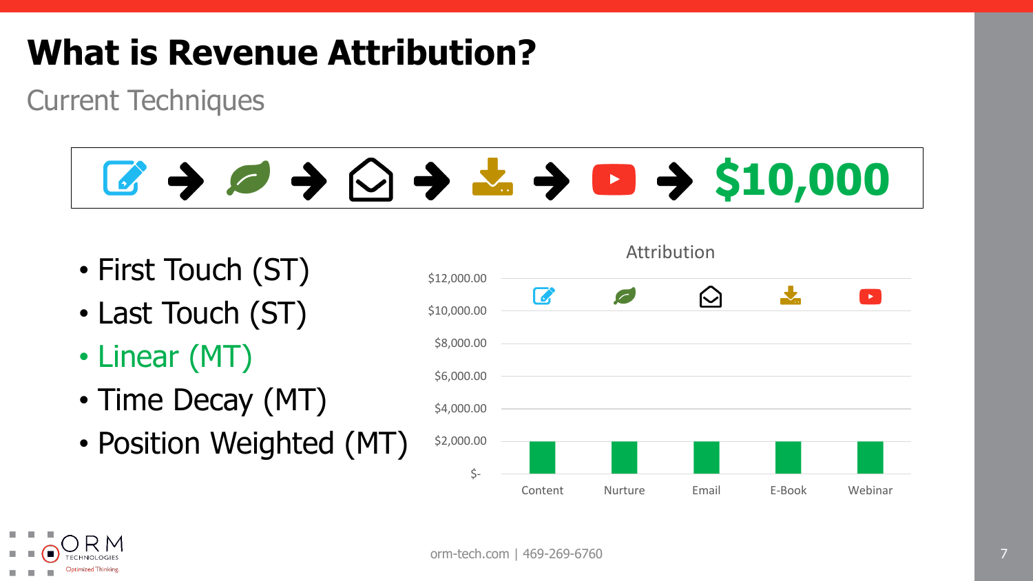# What is Revenue Attribution?

## Current Techniques

→ → → → → $10,000

- First Touch (ST)
- Last Touch (ST)
- Linear (MT)
- Time Decay (MT)
- Position Weighted (MT)

**Attribution**

| Channel | Attribution |
|---|---|
| Content | $2,000.00 |
| Nurture | $2,000.00 |
| Email | $2,000.00 |
| E-Book | $2,000.00 |
| Webinar | $2,000.00 |

orm-tech.com | 469-269-6760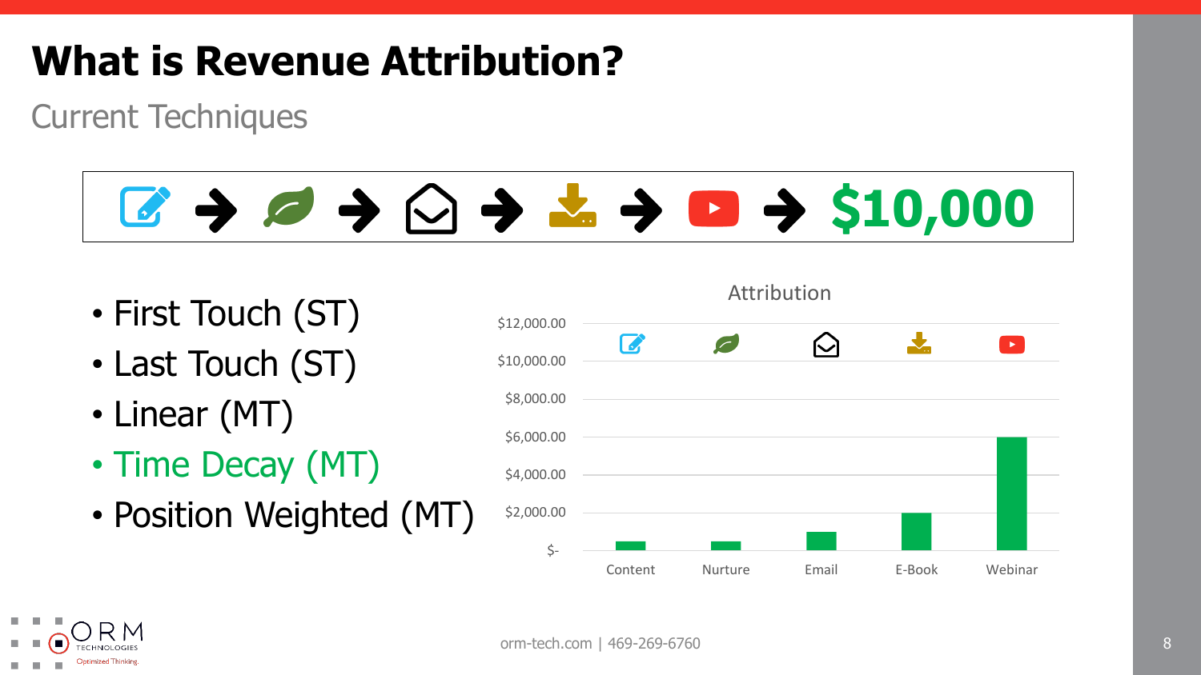# What is Revenue Attribution?

## Current Techniques

→ → → → → **$10,000**

- First Touch (ST)
- Last Touch (ST)
- Linear (MT)
- Time Decay (MT)
- Position Weighted (MT)

**Attribution**

| Channel | Attribution |
|---|---|
| Content | $500.00 |
| Nurture | $500.00 |
| Email | $1,000.00 |
| E-Book | $2,000.00 |
| Webinar | $6,000.00 |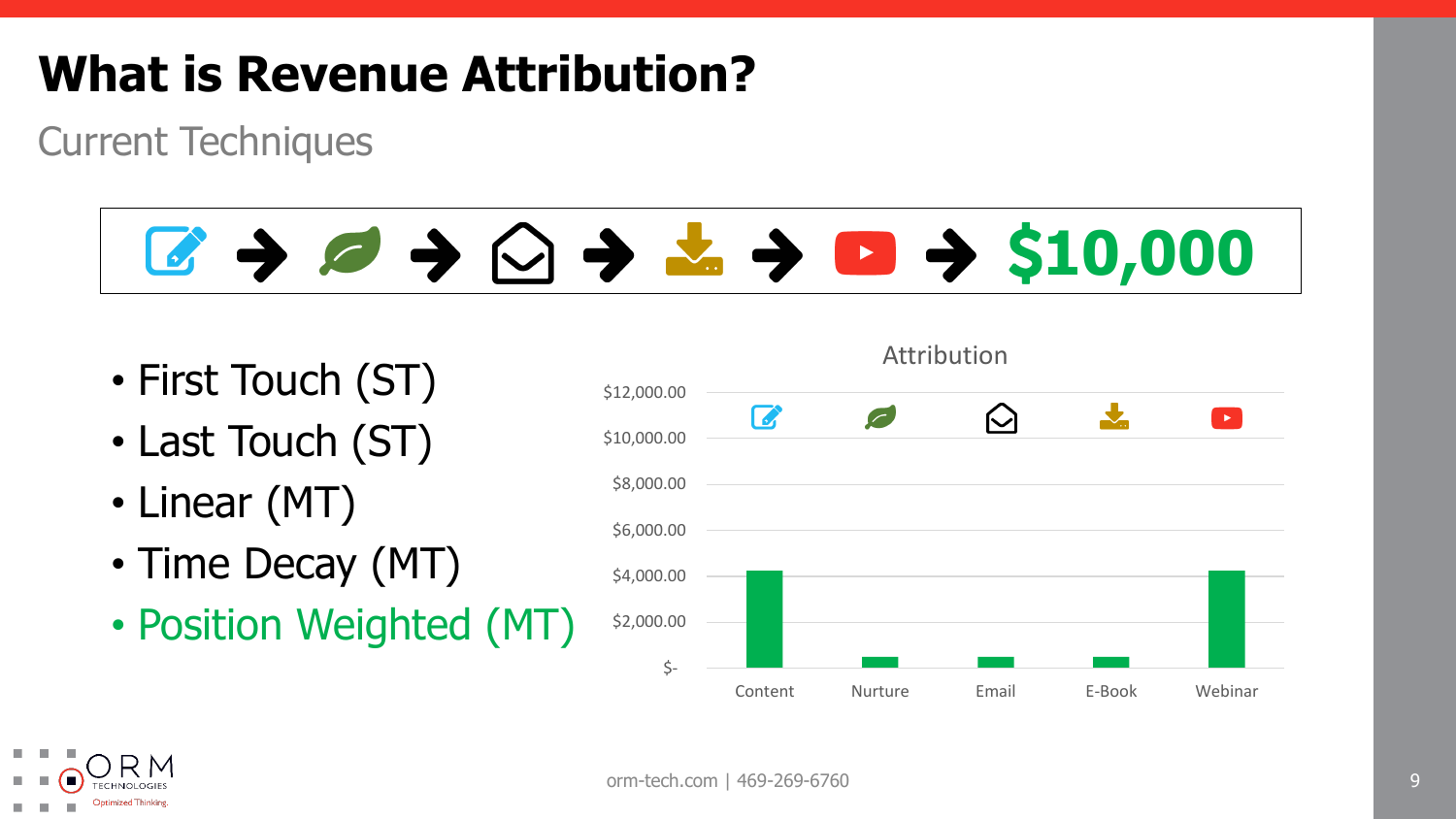# What is Revenue Attribution?

## Current Techniques

→ → → → → $10,000

- First Touch (ST)
- Last Touch (ST)
- Linear (MT)
- Time Decay (MT)
- Position Weighted (MT)

Attribution

$12,000.00
$10,000.00
$8,000.00
$6,000.00
$4,000.00
$2,000.00
$-

Content Nurture Email E-Book Webinar

orm-tech.com | 469-269-6760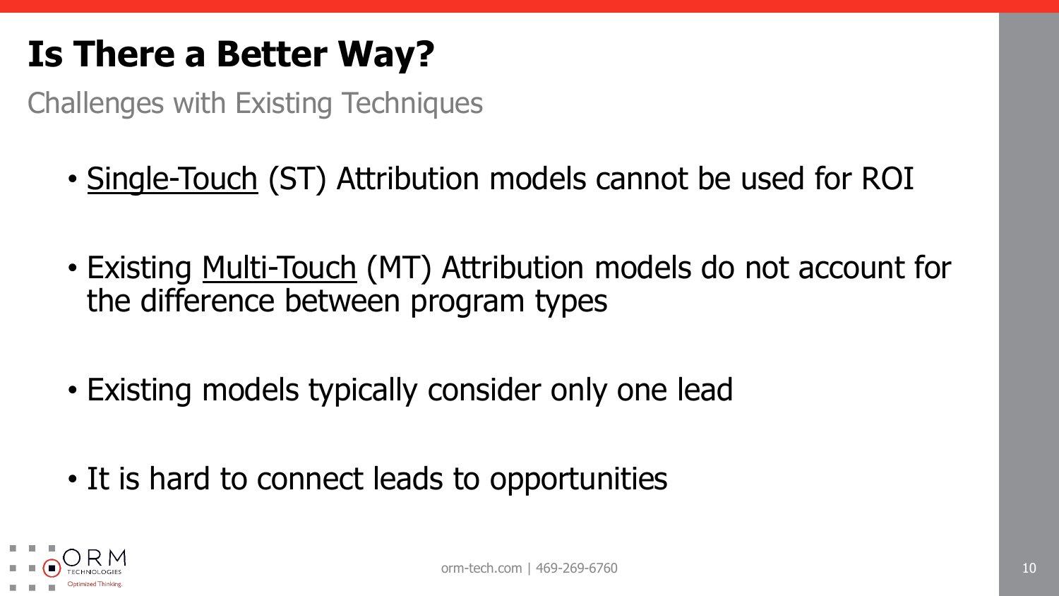# Is There a Better Way?

Challenges with Existing Techniques

- Single-Touch (ST) Attribution models cannot be used for ROI
- Existing Multi-Touch (MT) Attribution models do not account for the difference between program types
- Existing models typically consider only one lead
- It is hard to connect leads to opportunities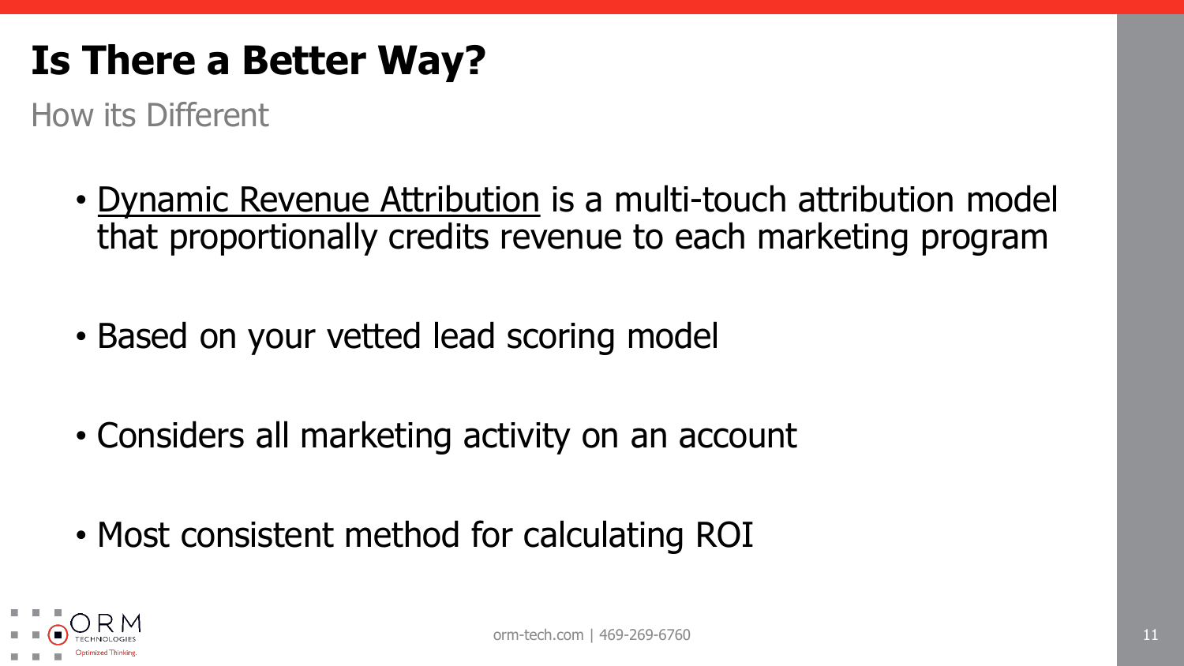# Is There a Better Way?

How its Different

- Dynamic Revenue Attribution is a multi-touch attribution model that proportionally credits revenue to each marketing program
- Based on your vetted lead scoring model
- Considers all marketing activity on an account
- Most consistent method for calculating ROI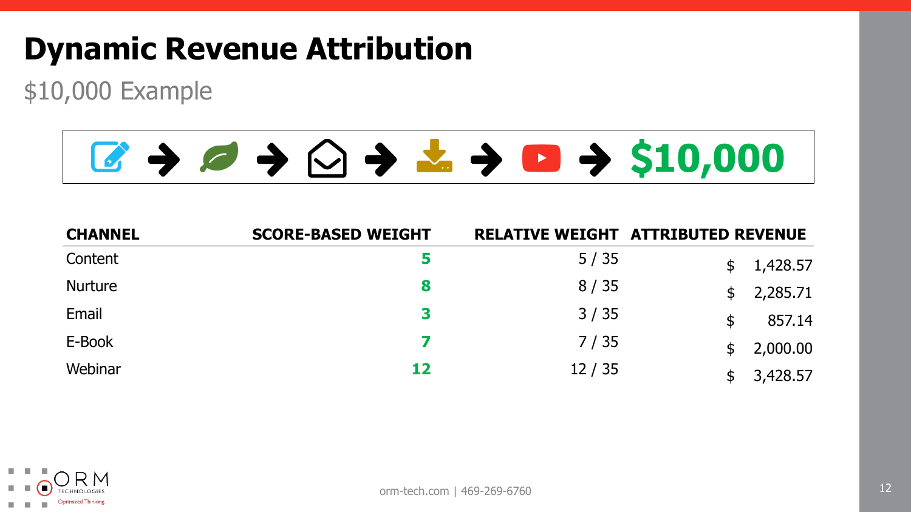# Dynamic Revenue Attribution

## $10,000 Example

→ → → → → **$10,000**

| CHANNEL | SCORE-BASED WEIGHT | RELATIVE WEIGHT | ATTRIBUTED REVENUE |
|---|---|---|---|
| Content | **5** | 5 / 35 | $ 1,428.57 |
| Nurture | **8** | 8 / 35 | $ 2,285.71 |
| Email | **3** | 3 / 35 | $ 857.14 |
| E-Book | **7** | 7 / 35 | $ 2,000.00 |
| Webinar | **12** | 12 / 35 | $ 3,428.57 |

ORM TECHNOLOGIES Optimized Thinking.

orm-tech.com | 469-269-6760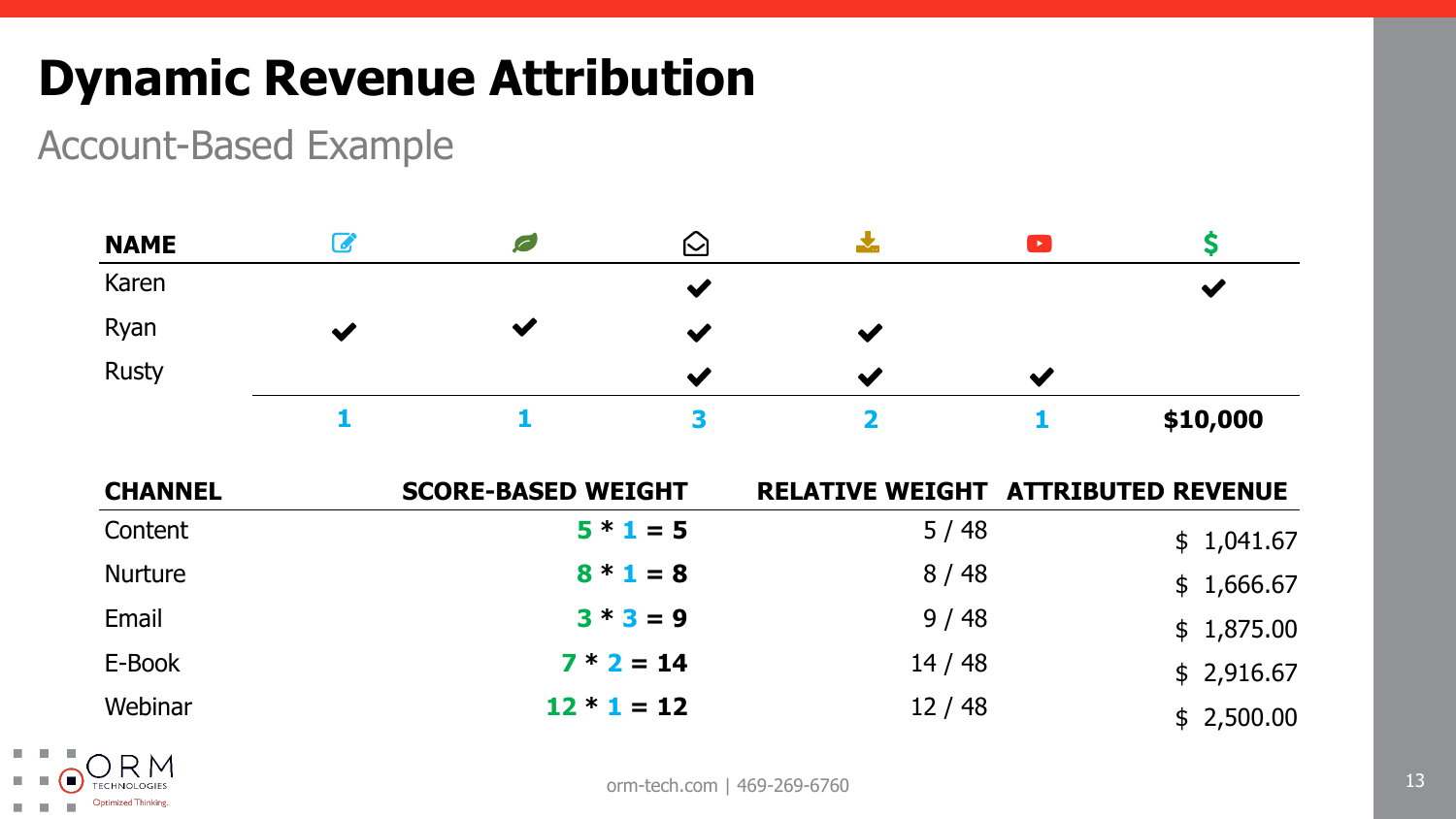# Dynamic Revenue Attribution

## Account-Based Example

| NAME | Content | Nurture | Email | E-Book | Webinar | $ |
|---|---|---|---|---|---|---|
| Karen | | | ✔ | | | ✔ |
| Ryan | ✔ | ✔ | ✔ | ✔ | | |
| Rusty | | | ✔ | ✔ | ✔ | |
| | **1** | **1** | **3** | **2** | **1** | **$10,000** |

| CHANNEL | SCORE-BASED WEIGHT | RELATIVE WEIGHT | ATTRIBUTED REVENUE |
|---|---|---|---|
| Content | **5 * 1 = 5** | 5 / 48 | $ 1,041.67 |
| Nurture | **8 * 1 = 8** | 8 / 48 | $ 1,666.67 |
| Email | **3 * 3 = 9** | 9 / 48 | $ 1,875.00 |
| E-Book | **7 * 2 = 14** | 14 / 48 | $ 2,916.67 |
| Webinar | **12 * 1 = 12** | 12 / 48 | $ 2,500.00 |

ORM Technologies — Optimized Thinking.

orm-tech.com | 469-269-6760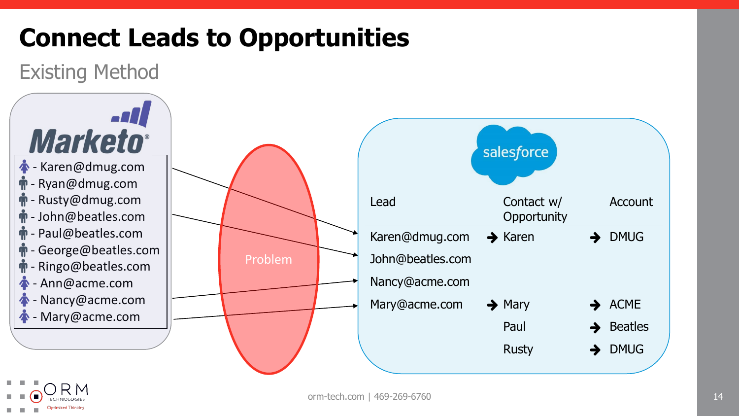# Connect Leads to Opportunities

## Existing Method

**Marketo**

- Karen@dmug.com
- Ryan@dmug.com
- Rusty@dmug.com
- John@beatles.com
- Paul@beatles.com
- George@beatles.com
- Ringo@beatles.com
- Ann@acme.com
- Nancy@acme.com
- Mary@acme.com

Problem

**salesforce**

| Lead | | Contact w/ Opportunity | | Account |
|---|---|---|---|---|
| Karen@dmug.com | ➔ | Karen | ➔ | DMUG |
| John@beatles.com | | | | |
| Nancy@acme.com | | | | |
| Mary@acme.com | ➔ | Mary | ➔ | ACME |
| | | Paul | ➔ | Beatles |
| | | Rusty | ➔ | DMUG |

orm-tech.com | 469-269-6760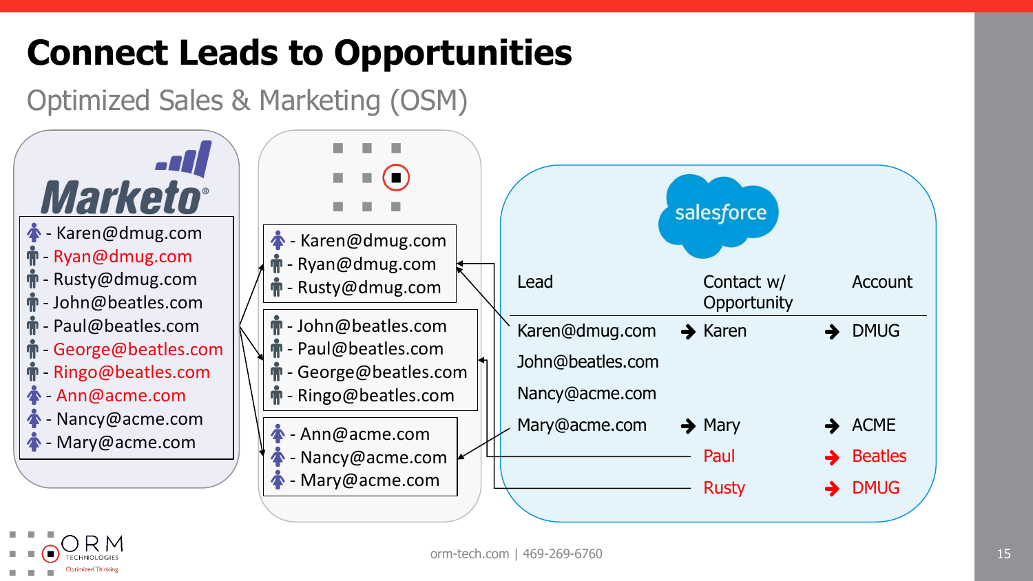# Connect Leads to Opportunities

## Optimized Sales & Marketing (OSM)

**Marketo**

- Karen@dmug.com
- Ryan@dmug.com
- Rusty@dmug.com
- John@beatles.com
- Paul@beatles.com
- George@beatles.com
- Ringo@beatles.com
- Ann@acme.com
- Nancy@acme.com
- Mary@acme.com

**ORM**

- Karen@dmug.com
- Ryan@dmug.com
- Rusty@dmug.com

- John@beatles.com
- Paul@beatles.com
- George@beatles.com
- Ringo@beatles.com

- Ann@acme.com
- Nancy@acme.com
- Mary@acme.com

**salesforce**

| Lead | Contact w/ Opportunity | Account |
|---|---|---|
| Karen@dmug.com | → Karen | → DMUG |
| John@beatles.com | | |
| Nancy@acme.com | | |
| Mary@acme.com | → Mary | → ACME |
| | Paul | → Beatles |
| | Rusty | → DMUG |

orm-tech.com | 469-269-6760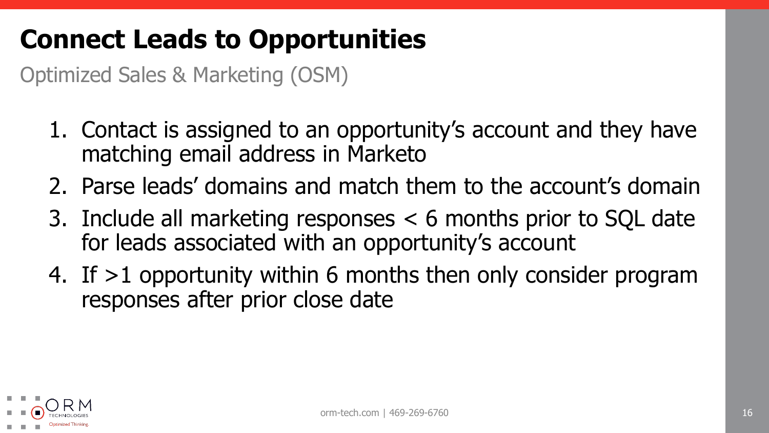# Connect Leads to Opportunities

Optimized Sales & Marketing (OSM)

1. Contact is assigned to an opportunity's account and they have matching email address in Marketo
2. Parse leads' domains and match them to the account's domain
3. Include all marketing responses < 6 months prior to SQL date for leads associated with an opportunity's account
4. If >1 opportunity within 6 months then only consider program responses after prior close date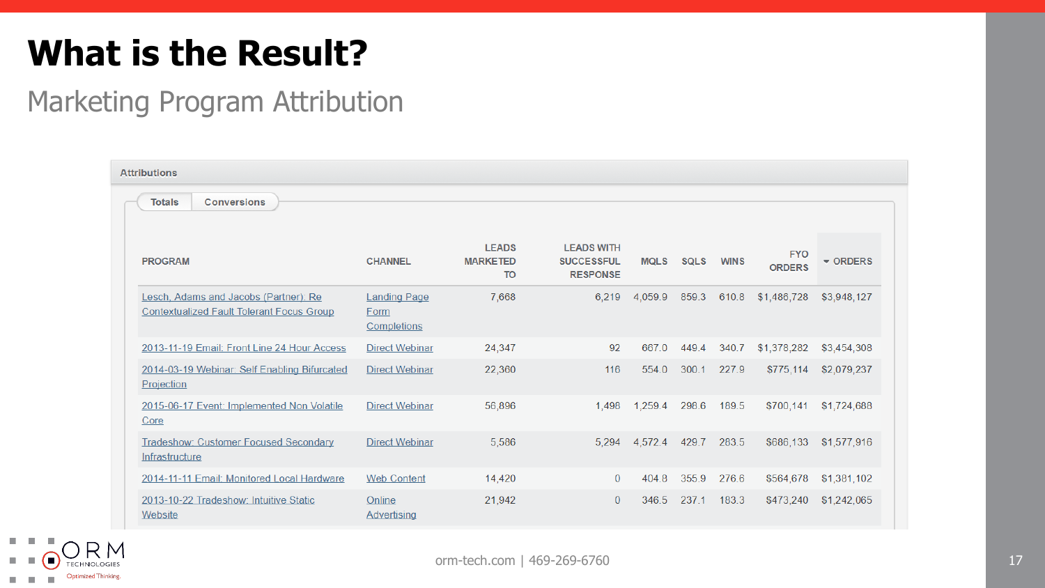# What is the Result?

## Marketing Program Attribution

**Attributions**

Totals | Conversions

| PROGRAM | CHANNEL | LEADS MARKETED TO | LEADS WITH SUCCESSFUL RESPONSE | MQLS | SQLS | WINS | FYO ORDERS | ORDERS |
|---|---|---|---|---|---|---|---|---|
| Lesch, Adams and Jacobs (Partner): Re Contextualized Fault Tolerant Focus Group | Landing Page Form Completions | 7,668 | 6,219 | 4,059.9 | 859.3 | 610.8 | $1,486,728 | $3,948,127 |
| 2013-11-19 Email: Front Line 24 Hour Access | Direct Webinar | 24,347 | 92 | 667.0 | 449.4 | 340.7 | $1,378,282 | $3,454,308 |
| 2014-03-19 Webinar: Self Enabling Bifurcated Projection | Direct Webinar | 22,360 | 116 | 554.0 | 300.1 | 227.9 | $775,114 | $2,079,237 |
| 2015-06-17 Event: Implemented Non Volatile Core | Direct Webinar | 56,896 | 1,498 | 1,259.4 | 298.6 | 189.5 | $700,141 | $1,724,688 |
| Tradeshow: Customer Focused Secondary Infrastructure | Direct Webinar | 5,586 | 5,294 | 4,572.4 | 429.7 | 283.5 | $686,133 | $1,577,916 |
| 2014-11-11 Email: Monitored Local Hardware | Web Content | 14,420 | 0 | 404.8 | 355.9 | 276.6 | $564,678 | $1,381,102 |
| 2013-10-22 Tradeshow: Intuitive Static Website | Online Advertising | 21,942 | 0 | 346.5 | 237.1 | 183.3 | $473,240 | $1,242,065 |

orm-tech.com | 469-269-6760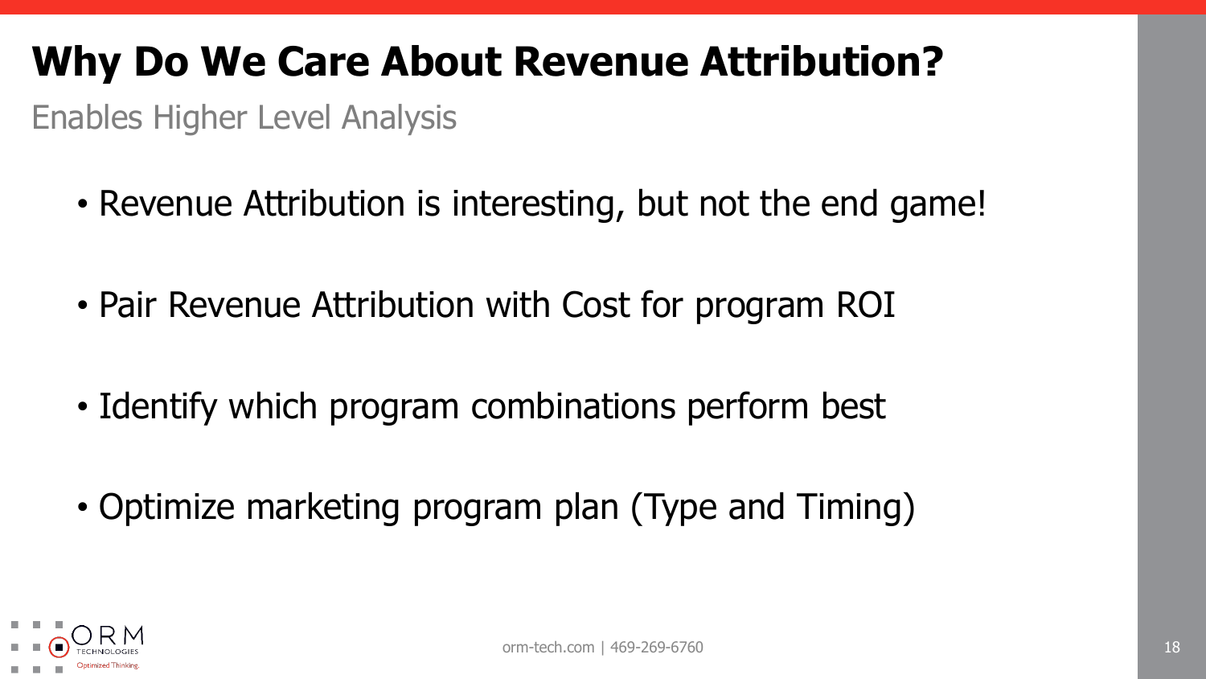# Why Do We Care About Revenue Attribution?

Enables Higher Level Analysis

- Revenue Attribution is interesting, but not the end game!
- Pair Revenue Attribution with Cost for program ROI
- Identify which program combinations perform best
- Optimize marketing program plan (Type and Timing)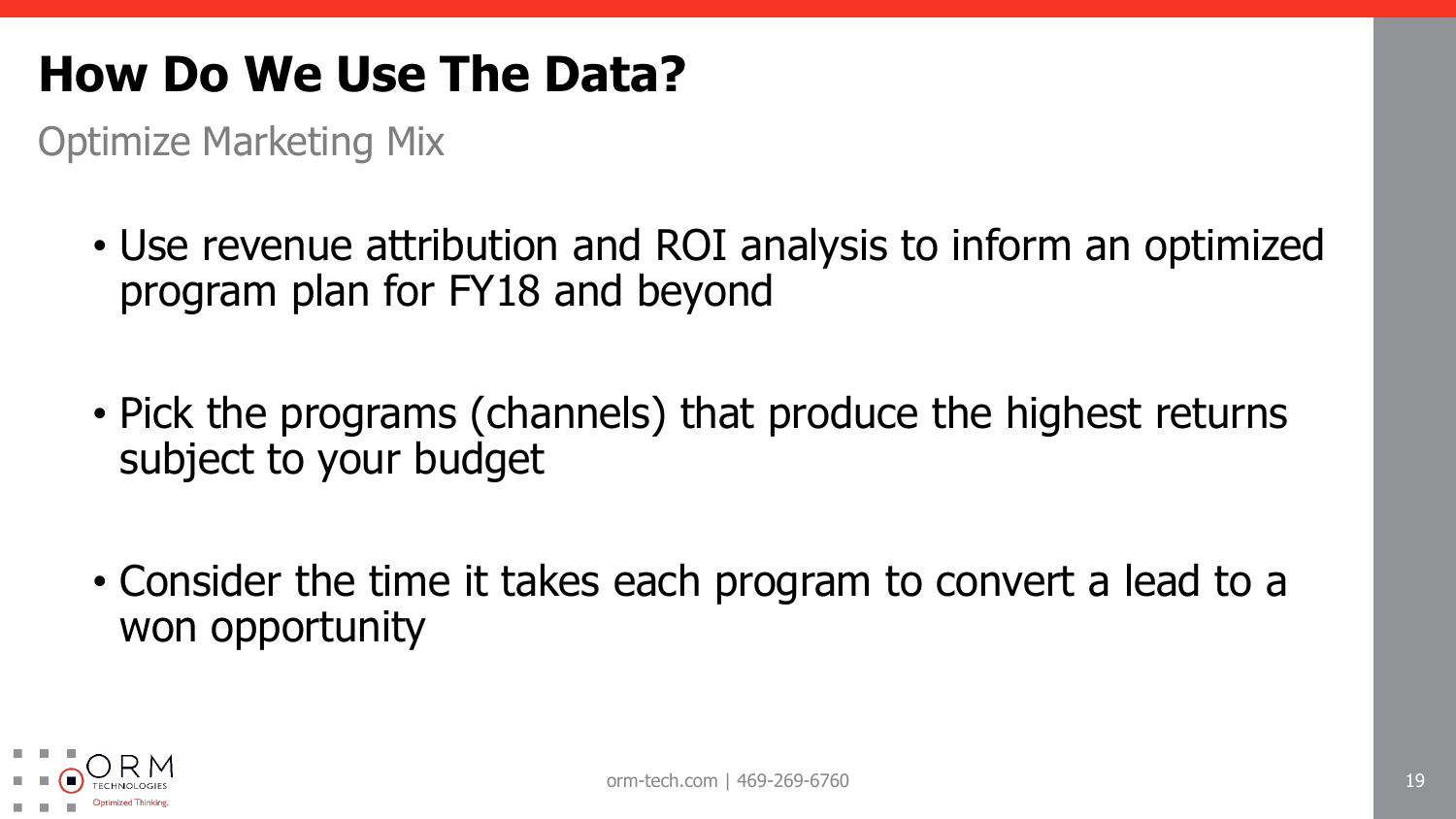# How Do We Use The Data?

## Optimize Marketing Mix

- Use revenue attribution and ROI analysis to inform an optimized program plan for FY18 and beyond
- Pick the programs (channels) that produce the highest returns subject to your budget
- Consider the time it takes each program to convert a lead to a won opportunity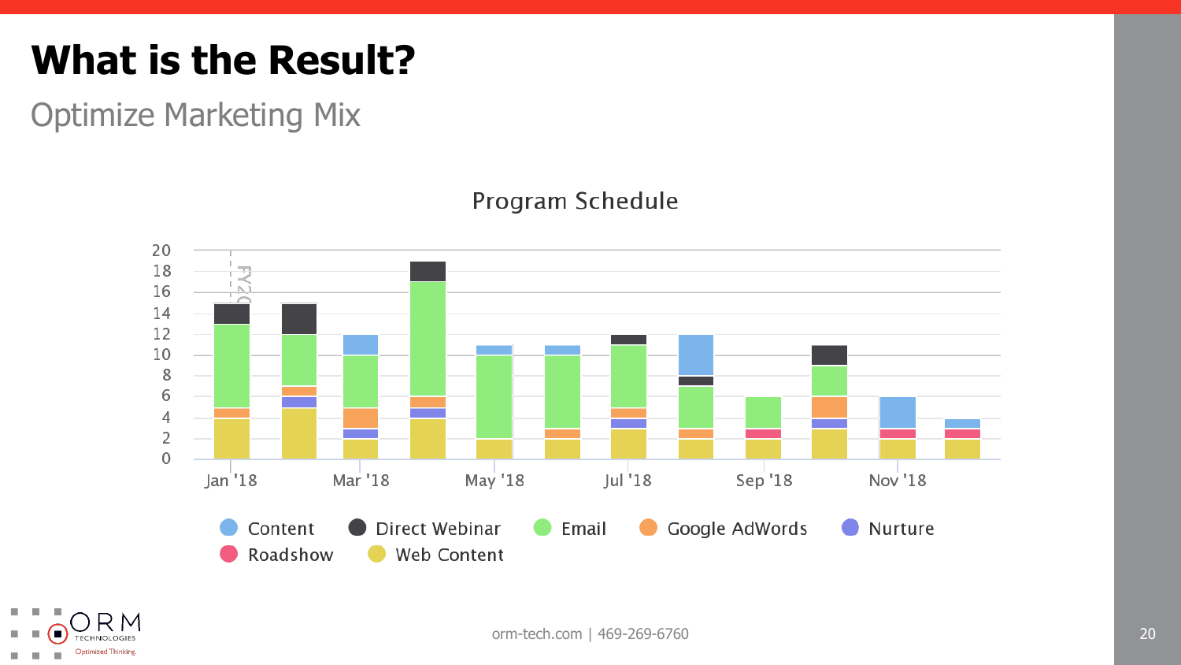# What is the Result?

## Optimize Marketing Mix

### Program Schedule

| Month | Web Content | Roadshow | Nurture | Google AdWords | Email | Direct Webinar | Content | Total |
|---|---|---|---|---|---|---|---|---|
| Jan '18 | 4 | | | 1 | 8 | 2 | | 15 |
| Feb '18 | 5 | | 1 | 1 | 5 | 3 | | 15 |
| Mar '18 | 2 | | 1 | 2 | 5 | | 2 | 12 |
| Apr '18 | 4 | | 1 | 1 | 11 | 2 | | 19 |
| May '18 | 2 | | | | 8 | | 1 | 11 |
| Jun '18 | 2 | | | 1 | 7 | | 1 | 11 |
| Jul '18 | 3 | | 1 | 1 | 6 | 1 | | 12 |
| Aug '18 | 2 | | | 1 | 4 | 1 | 4 | 12 |
| Sep '18 | 2 | 1 | | | 3 | | | 6 |
| Oct '18 | 3 | | 1 | 2 | 3 | 2 | | 11 |
| Nov '18 | 2 | 1 | | | | | 3 | 6 |
| Dec '18 | 2 | 1 | | | | | 1 | 4 |

orm-tech.com | 469-269-6760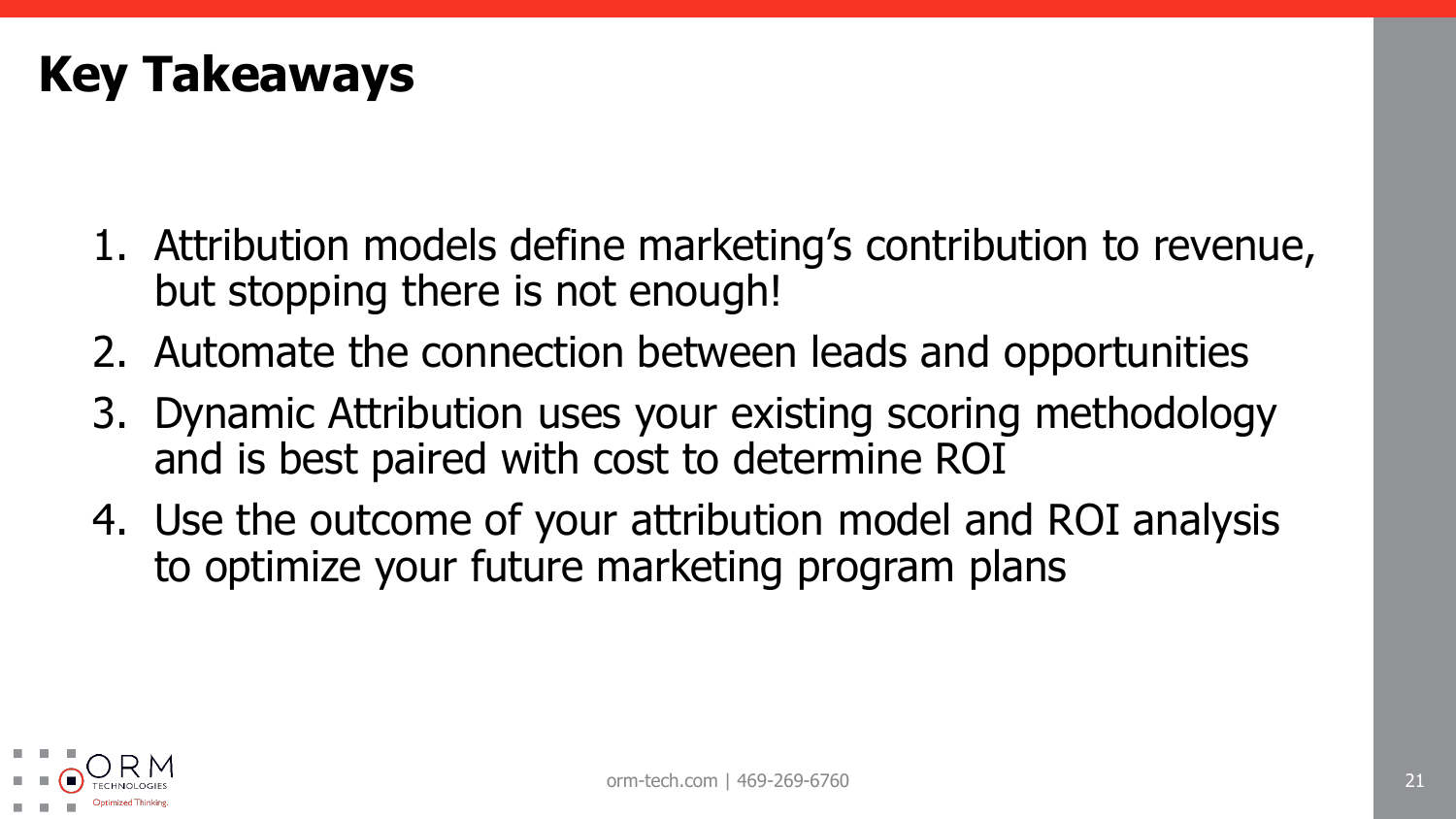# Key Takeaways

1. Attribution models define marketing's contribution to revenue, but stopping there is not enough!
2. Automate the connection between leads and opportunities
3. Dynamic Attribution uses your existing scoring methodology and is best paired with cost to determine ROI
4. Use the outcome of your attribution model and ROI analysis to optimize your future marketing program plans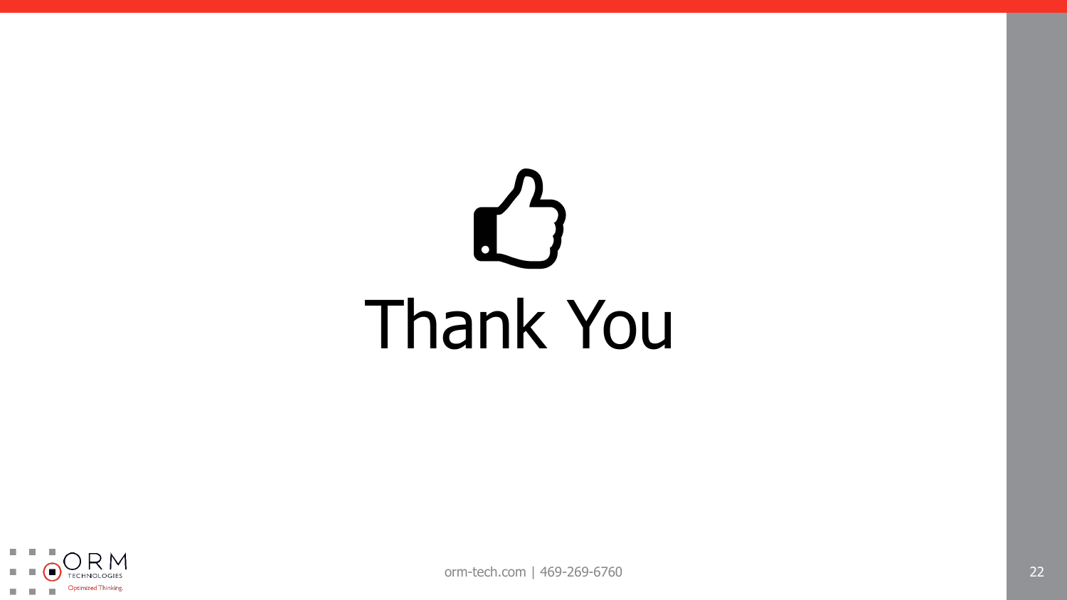# Thank You

orm-tech.com | 469-269-6760